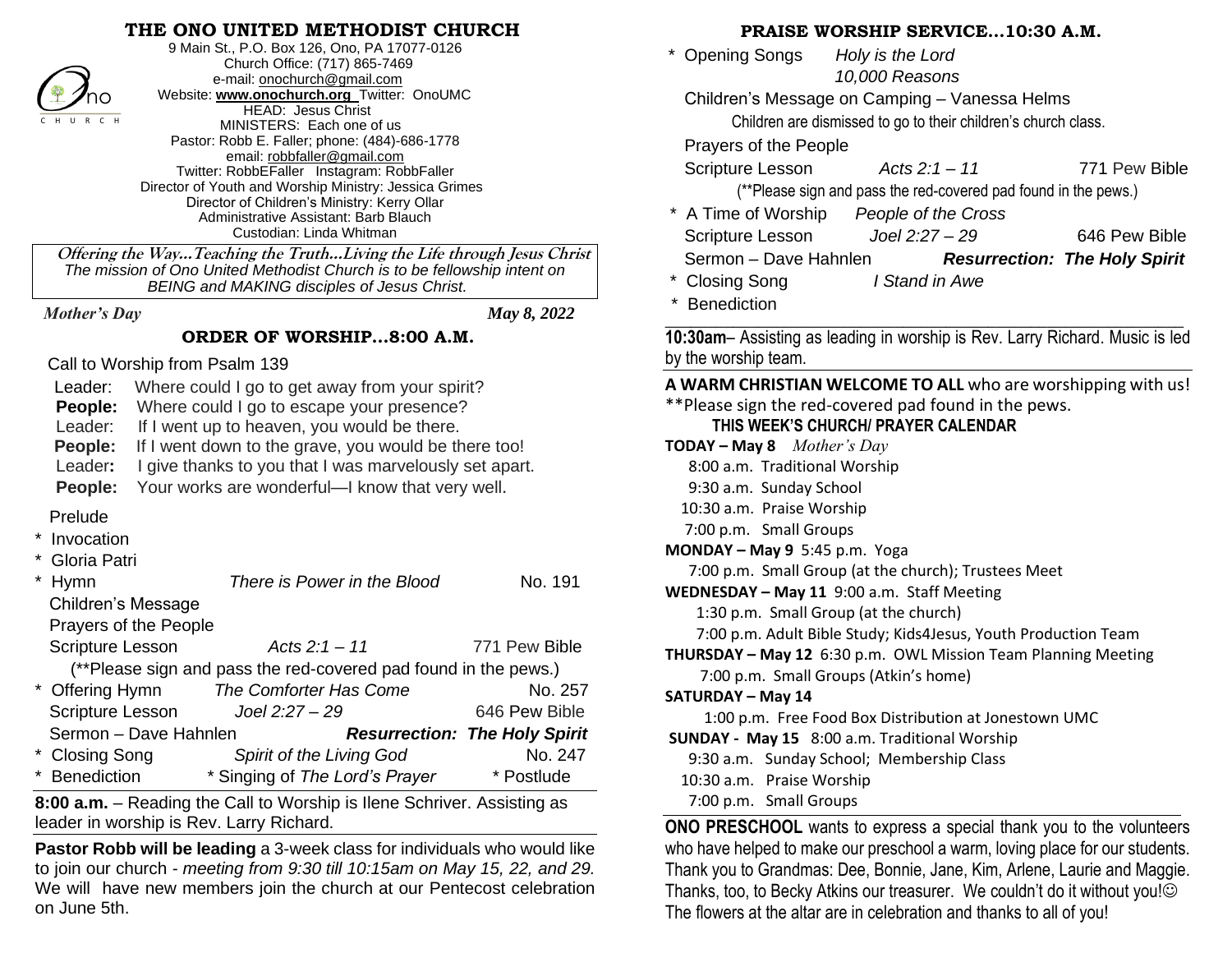# THE ONO UNITED METHODIST CHURCH

9 Main St., P.O. Box 126, Ono, PA 17077-0126
Church Office: (717) 865-7469
e-mail: onochurch@gmail.com
Website: **www.onochurch.org** Twitter: OnoUMC
HEAD: Jesus Christ
MINISTERS: Each one of us
Pastor: Robb E. Faller; phone: (484)-686-1778
email: robbfaller@gmail.com
Twitter: RobbEFaller Instagram: RobbFaller
Director of Youth and Worship Ministry: Jessica Grimes
Director of Children's Ministry: Kerry Ollar
Administrative Assistant: Barb Blauch
Custodian: Linda Whitman

***Offering the Way…Teaching the Truth…Living the Life through Jesus Christ***
*The mission of Ono United Methodist Church is to be fellowship intent on BEING and MAKING disciples of Jesus Christ.*

***Mother's Day*** ***May 8, 2022***

## ORDER OF WORSHIP…8:00 A.M.

Call to Worship from Psalm 139

Leader: Where could I go to get away from your spirit?
**People:** Where could I go to escape your presence?
Leader: If I went up to heaven, you would be there.
**People:** If I went down to the grave, you would be there too!
Leader**:** I give thanks to you that I was marvelously set apart.
**People:** Your works are wonderful—I know that very well.

Prelude
\* Invocation
\* Gloria Patri
\* Hymn — *There is Power in the Blood* — No. 191
Children's Message
Prayers of the People
Scripture Lesson — *Acts 2:1 – 11* — 771 Pew Bible
(**Please sign and pass the red-covered pad found in the pews.)
\* Offering Hymn — *The Comforter Has Come* — No. 257
Scripture Lesson — *Joel 2:27 – 29* — 646 Pew Bible
Sermon – Dave Hahnlen — ***Resurrection: The Holy Spirit***
\* Closing Song — *Spirit of the Living God* — No. 247
\* Benediction — \* Singing of *The Lord's Prayer* — \* Postlude

**8:00 a.m.** – Reading the Call to Worship is Ilene Schriver. Assisting as leader in worship is Rev. Larry Richard.

**Pastor Robb will be leading** a 3-week class for individuals who would like to join our church - *meeting from 9:30 till 10:15am on May 15, 22, and 29.* We will have new members join the church at our Pentecost celebration on June 5th.

## PRAISE WORSHIP SERVICE…10:30 A.M.

\* Opening Songs — *Holy is the Lord*, *10,000 Reasons*
Children's Message on Camping – Vanessa Helms
Children are dismissed to go to their children's church class.
Prayers of the People
Scripture Lesson — *Acts 2:1 – 11* — 771 Pew Bible
(**Please sign and pass the red-covered pad found in the pews.)
\* A Time of Worship — *People of the Cross*
Scripture Lesson — *Joel 2:27 – 29* — 646 Pew Bible
Sermon – Dave Hahnlen — ***Resurrection: The Holy Spirit***
\* Closing Song — *I Stand in Awe*
\* Benediction

**10:30am**– Assisting as leading in worship is Rev. Larry Richard. Music is led by the worship team.

**A WARM CHRISTIAN WELCOME TO ALL** who are worshipping with us!
**Please sign the red-covered pad found in the pews.

### THIS WEEK'S CHURCH/ PRAYER CALENDAR

**TODAY – May 8** *Mother's Day*
8:00 a.m. Traditional Worship
9:30 a.m. Sunday School
10:30 a.m. Praise Worship
7:00 p.m. Small Groups

**MONDAY – May 9** 5:45 p.m. Yoga
7:00 p.m. Small Group (at the church); Trustees Meet

**WEDNESDAY – May 11** 9:00 a.m. Staff Meeting
1:30 p.m. Small Group (at the church)
7:00 p.m. Adult Bible Study; Kids4Jesus, Youth Production Team

**THURSDAY – May 12** 6:30 p.m. OWL Mission Team Planning Meeting
7:00 p.m. Small Groups (Atkin's home)

**SATURDAY – May 14**
1:00 p.m. Free Food Box Distribution at Jonestown UMC

**SUNDAY - May 15** 8:00 a.m. Traditional Worship
9:30 a.m. Sunday School; Membership Class
10:30 a.m. Praise Worship
7:00 p.m. Small Groups

**ONO PRESCHOOL** wants to express a special thank you to the volunteers who have helped to make our preschool a warm, loving place for our students. Thank you to Grandmas: Dee, Bonnie, Jane, Kim, Arlene, Laurie and Maggie. Thanks, too, to Becky Atkins our treasurer. We couldn't do it without you!☺ The flowers at the altar are in celebration and thanks to all of you!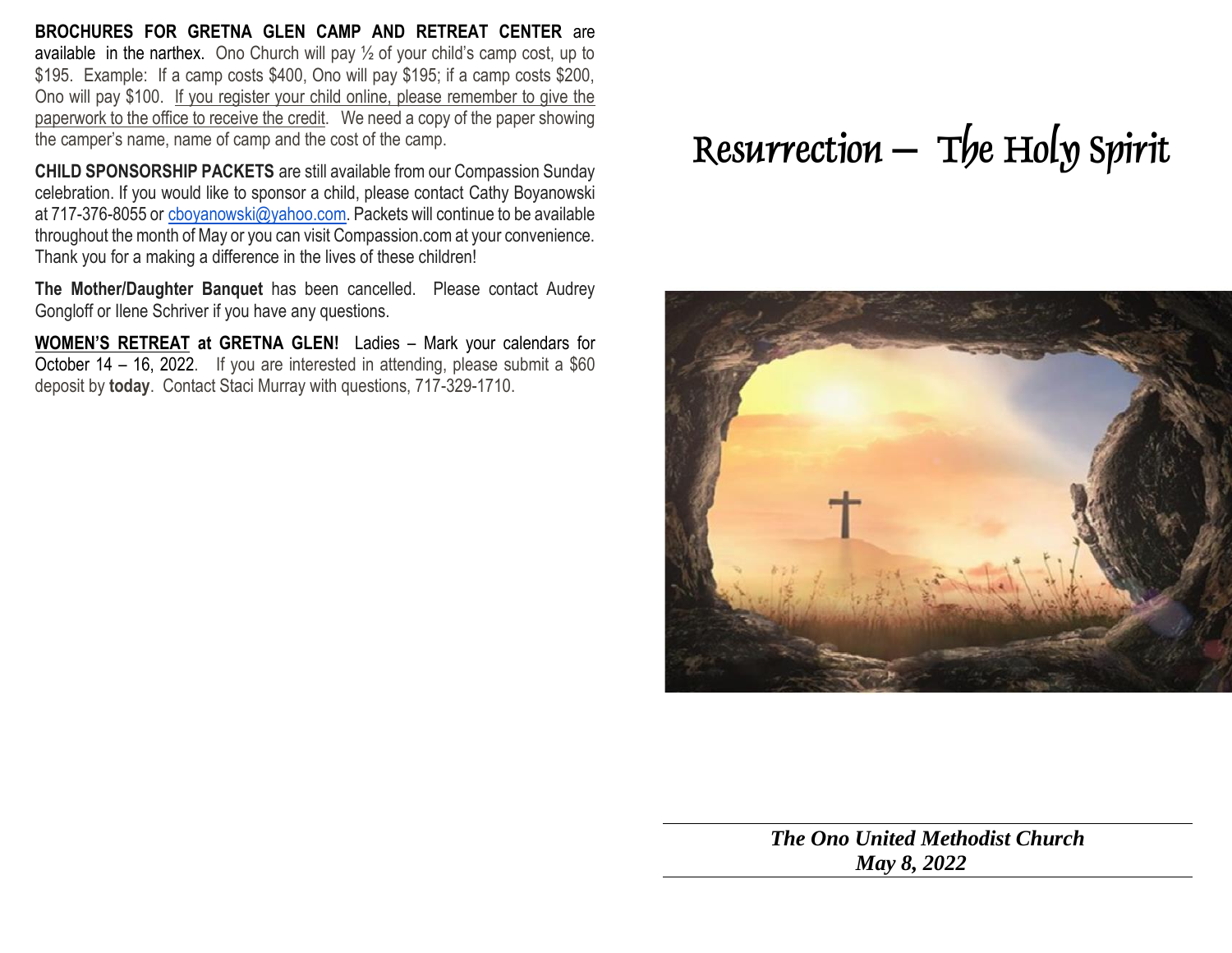**BROCHURES FOR GRETNA GLEN CAMP AND RETREAT CENTER** are available in the narthex. Ono Church will pay ½ of your child's camp cost, up to $195. Example: If a camp costs $400, Ono will pay $195; if a camp costs $200, Ono will pay $100. If you register your child online, please remember to give the paperwork to the office to receive the credit. We need a copy of the paper showing the camper's name, name of camp and the cost of the camp.

**CHILD SPONSORSHIP PACKETS** are still available from our Compassion Sunday celebration. If you would like to sponsor a child, please contact Cathy Boyanowski at 717-376-8055 or cboyanowski@yahoo.com. Packets will continue to be available throughout the month of May or you can visit Compassion.com at your convenience. Thank you for a making a difference in the lives of these children!

**The Mother/Daughter Banquet** has been cancelled. Please contact Audrey Gongloff or Ilene Schriver if you have any questions.

**WOMEN'S RETREAT at GRETNA GLEN!** Ladies – Mark your calendars for October 14 – 16, 2022. If you are interested in attending, please submit a $60 deposit by **today**. Contact Staci Murray with questions, 717-329-1710.

# Resurrection – The Holy Spirit

***The Ono United Methodist Church***
***May 8, 2022***